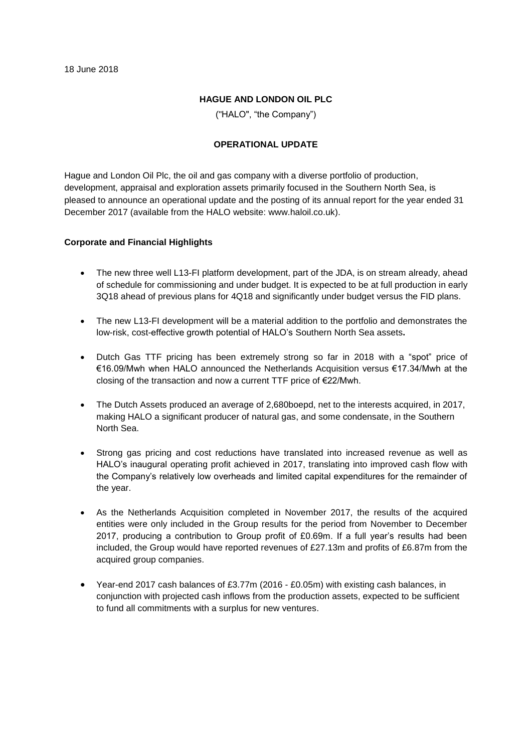18 June 2018

**HAGUE AND LONDON OIL PLC**

("HALO", "the Company")

**OPERATIONAL UPDATE**

Hague and London Oil Plc, the oil and gas company with a diverse portfolio of production, development, appraisal and exploration assets primarily focused in the Southern North Sea, is pleased to announce an operational update and the posting of its annual report for the year ended 31 December 2017 (available from the HALO website: www.haloil.co.uk).

**Corporate and Financial Highlights**

- The new three well L13-FI platform development, part of the JDA, is on stream already, ahead of schedule for commissioning and under budget. It is expected to be at full production in early 3Q18 ahead of previous plans for 4Q18 and significantly under budget versus the FID plans.
- The new L13-FI development will be a material addition to the portfolio and demonstrates the low-risk, cost-effective growth potential of HALO's Southern North Sea assets**.**
- Dutch Gas TTF pricing has been extremely strong so far in 2018 with a "spot" price of €16.09/Mwh when HALO announced the Netherlands Acquisition versus €17.34/Mwh at the closing of the transaction and now a current TTF price of €22/Mwh.
- The Dutch Assets produced an average of 2,680boepd, net to the interests acquired, in 2017, making HALO a significant producer of natural gas, and some condensate, in the Southern North Sea.
- Strong gas pricing and cost reductions have translated into increased revenue as well as HALO's inaugural operating profit achieved in 2017, translating into improved cash flow with the Company's relatively low overheads and limited capital expenditures for the remainder of the year.
- As the Netherlands Acquisition completed in November 2017, the results of the acquired entities were only included in the Group results for the period from November to December 2017, producing a contribution to Group profit of £0.69m. If a full year's results had been included, the Group would have reported revenues of £27.13m and profits of £6.87m from the acquired group companies.
- Year-end 2017 cash balances of £3.77m (2016 - £0.05m) with existing cash balances, in conjunction with projected cash inflows from the production assets, expected to be sufficient to fund all commitments with a surplus for new ventures.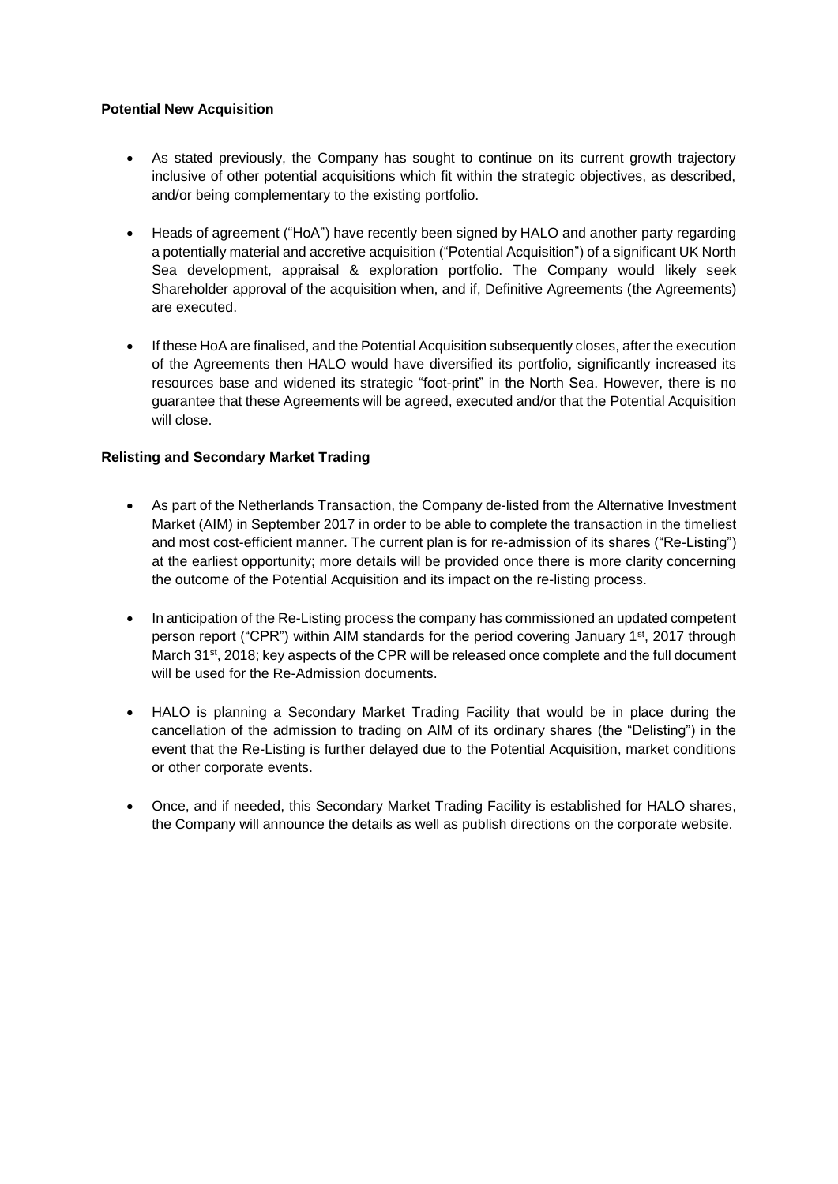**Potential New Acquisition**

- As stated previously, the Company has sought to continue on its current growth trajectory inclusive of other potential acquisitions which fit within the strategic objectives, as described, and/or being complementary to the existing portfolio.
- Heads of agreement ("HoA") have recently been signed by HALO and another party regarding a potentially material and accretive acquisition ("Potential Acquisition") of a significant UK North Sea development, appraisal & exploration portfolio. The Company would likely seek Shareholder approval of the acquisition when, and if, Definitive Agreements (the Agreements) are executed.
- If these HoA are finalised, and the Potential Acquisition subsequently closes, after the execution of the Agreements then HALO would have diversified its portfolio, significantly increased its resources base and widened its strategic "foot-print" in the North Sea. However, there is no guarantee that these Agreements will be agreed, executed and/or that the Potential Acquisition will close.

**Relisting and Secondary Market Trading**

- As part of the Netherlands Transaction, the Company de-listed from the Alternative Investment Market (AIM) in September 2017 in order to be able to complete the transaction in the timeliest and most cost-efficient manner. The current plan is for re-admission of its shares ("Re-Listing") at the earliest opportunity; more details will be provided once there is more clarity concerning the outcome of the Potential Acquisition and its impact on the re-listing process.
- In anticipation of the Re-Listing process the company has commissioned an updated competent person report ("CPR") within AIM standards for the period covering January 1st, 2017 through March 31st, 2018; key aspects of the CPR will be released once complete and the full document will be used for the Re-Admission documents.
- HALO is planning a Secondary Market Trading Facility that would be in place during the cancellation of the admission to trading on AIM of its ordinary shares (the "Delisting") in the event that the Re-Listing is further delayed due to the Potential Acquisition, market conditions or other corporate events.
- Once, and if needed, this Secondary Market Trading Facility is established for HALO shares, the Company will announce the details as well as publish directions on the corporate website.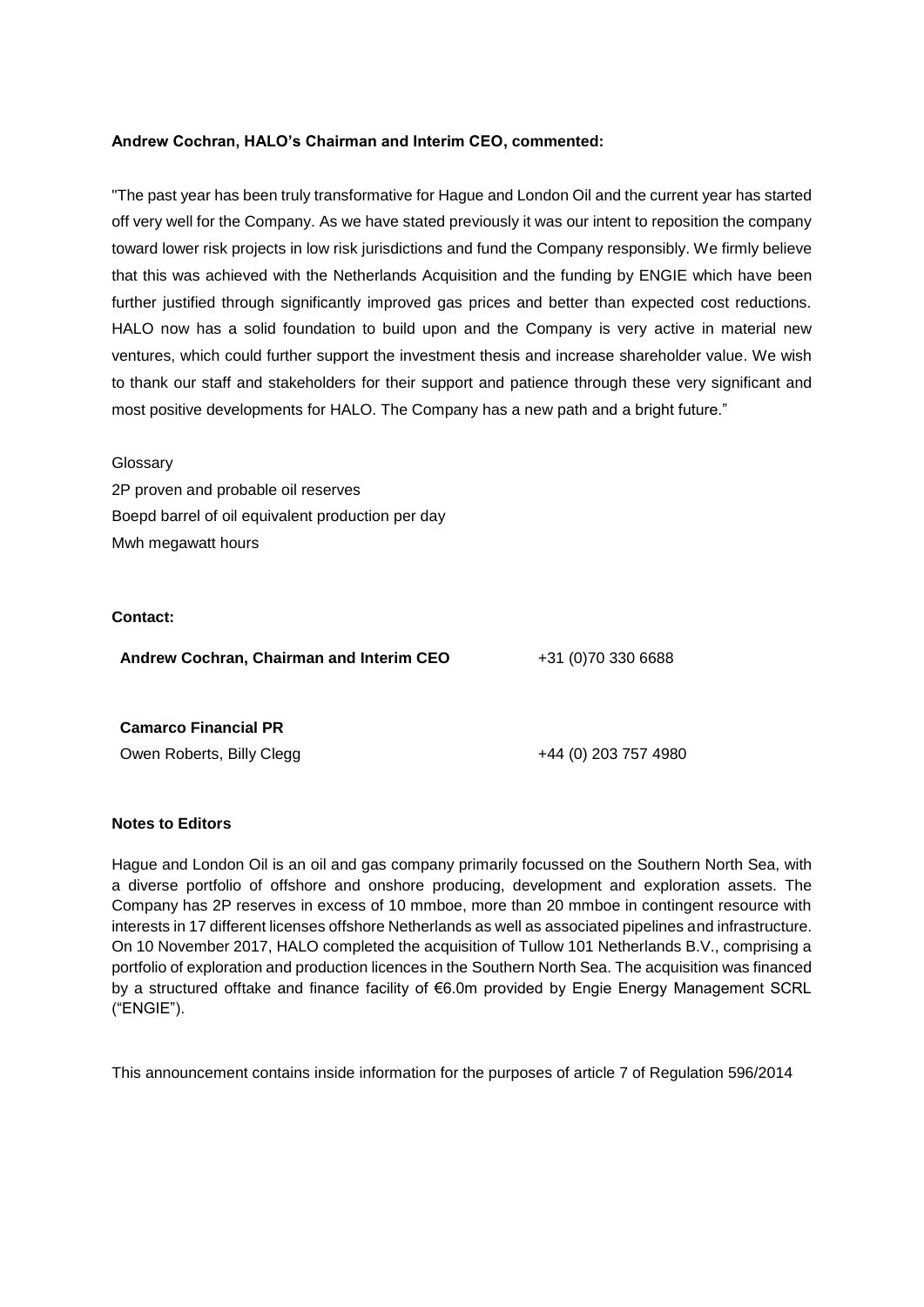**Andrew Cochran, HALO's Chairman and Interim CEO, commented:**

"The past year has been truly transformative for Hague and London Oil and the current year has started off very well for the Company. As we have stated previously it was our intent to reposition the company toward lower risk projects in low risk jurisdictions and fund the Company responsibly. We firmly believe that this was achieved with the Netherlands Acquisition and the funding by ENGIE which have been further justified through significantly improved gas prices and better than expected cost reductions. HALO now has a solid foundation to build upon and the Company is very active in material new ventures, which could further support the investment thesis and increase shareholder value. We wish to thank our staff and stakeholders for their support and patience through these very significant and most positive developments for HALO. The Company has a new path and a bright future."

Glossary

2P proven and probable oil reserves

Boepd barrel of oil equivalent production per day

Mwh megawatt hours

**Contact:**

| | |
|---|---|
| **Andrew Cochran, Chairman and Interim CEO** | +31 (0)70 330 6688 |
| **Camarco Financial PR** | |
| Owen Roberts, Billy Clegg | +44 (0) 203 757 4980 |

**Notes to Editors**

Hague and London Oil is an oil and gas company primarily focussed on the Southern North Sea, with a diverse portfolio of offshore and onshore producing, development and exploration assets. The Company has 2P reserves in excess of 10 mmboe, more than 20 mmboe in contingent resource with interests in 17 different licenses offshore Netherlands as well as associated pipelines and infrastructure. On 10 November 2017, HALO completed the acquisition of Tullow 101 Netherlands B.V., comprising a portfolio of exploration and production licences in the Southern North Sea. The acquisition was financed by a structured offtake and finance facility of €6.0m provided by Engie Energy Management SCRL ("ENGIE").

This announcement contains inside information for the purposes of article 7 of Regulation 596/2014